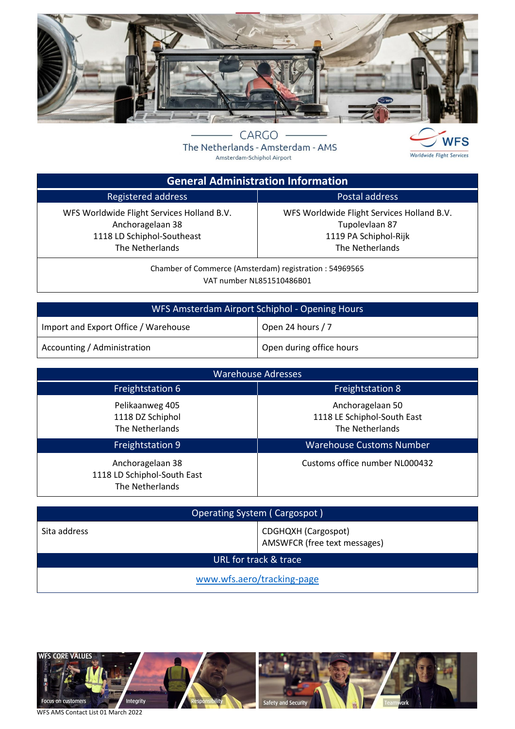# CARGO

## The Netherlands - Amsterdam - AMS

Amsterdam-Schiphol Airport

WFS Worldwide Flight Services

## General Administration Information

| Registered address | Postal address |
|---|---|
| WFS Worldwide Flight Services Holland B.V.<br>Anchoragelaan 38<br>1118 LD Schiphol-Southeast<br>The Netherlands | WFS Worldwide Flight Services Holland B.V.<br>Tupolevlaan 87<br>1119 PA Schiphol-Rijk<br>The Netherlands |

Chamber of Commerce (Amsterdam) registration : 54969565
VAT number NL851510486B01

## WFS Amsterdam Airport Schiphol - Opening Hours

| | |
|---|---|
| Import and Export Office / Warehouse | Open 24 hours / 7 |
| Accounting / Administration | Open during office hours |

## Warehouse Adresses

| Freightstation 6 | Freightstation 8 |
|---|---|
| Pelikaanweg 405<br>1118 DZ Schiphol<br>The Netherlands | Anchoragelaan 50<br>1118 LE Schiphol-South East<br>The Netherlands |
| **Freightstation 9** | **Warehouse Customs Number** |
| Anchoragelaan 38<br>1118 LD Schiphol-South East<br>The Netherlands | Customs office number NL000432 |

## Operating System ( Cargospot )

| | |
|---|---|
| Sita address | CDGHQXH (Cargospot)<br>AMSWFCR (free text messages) |

## URL for track & trace

www.wfs.aero/tracking-page

WFS CORE VALUES: Focus on customers, Integrity, Responsibility, Safety and Security, Teamwork

WFS AMS Contact List 01 March 2022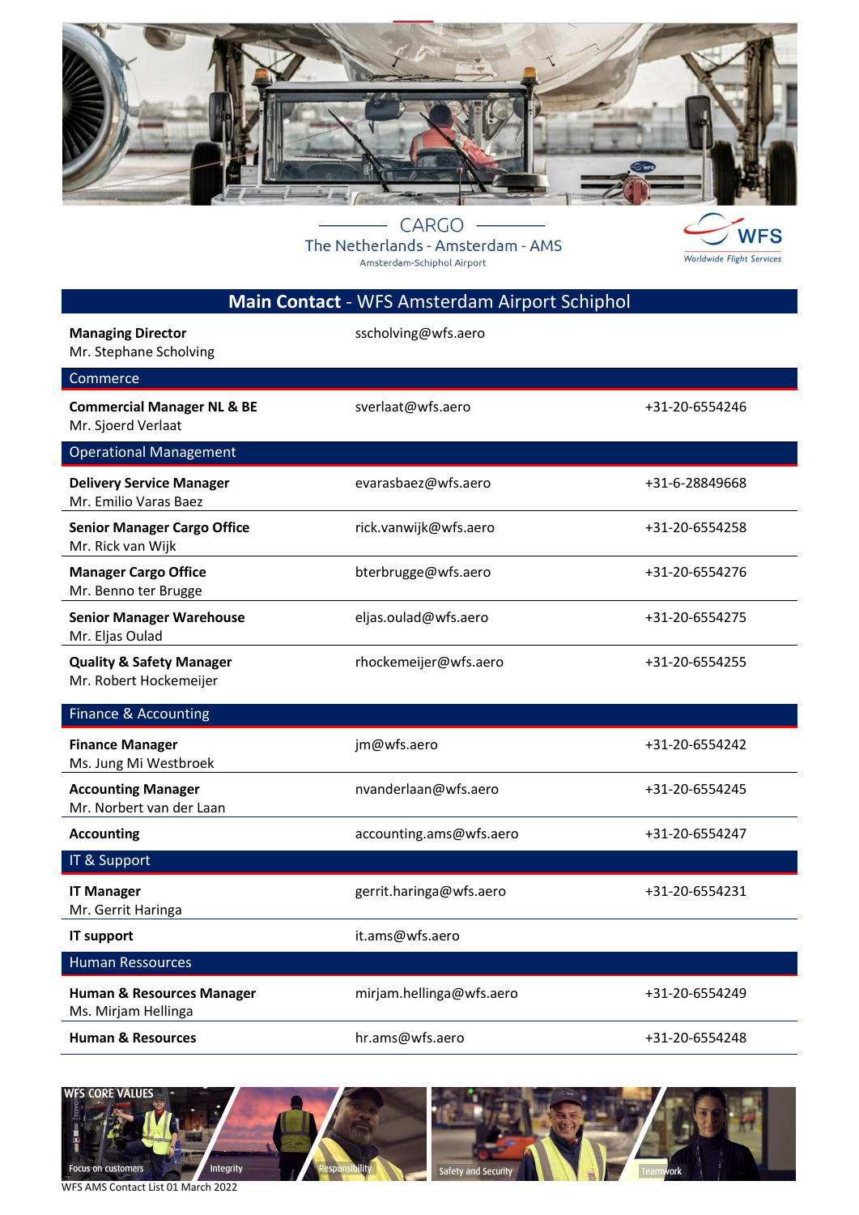CARGO

The Netherlands - Amsterdam - AMS

Amsterdam-Schiphol Airport

WFS Worldwide Flight Services

## Main Contact - WFS Amsterdam Airport Schiphol

| | | |
|---|---|---|
| **Managing Director**<br>Mr. Stephane Scholving | sscholving@wfs.aero | |
| **Commerce** | | |
| **Commercial Manager NL & BE**<br>Mr. Sjoerd Verlaat | sverlaat@wfs.aero | +31-20-6554246 |
| **Operational Management** | | |
| **Delivery Service Manager**<br>Mr. Emilio Varas Baez | evarasbaez@wfs.aero | +31-6-28849668 |
| **Senior Manager Cargo Office**<br>Mr. Rick van Wijk | rick.vanwijk@wfs.aero | +31-20-6554258 |
| **Manager Cargo Office**<br>Mr. Benno ter Brugge | bterbrugge@wfs.aero | +31-20-6554276 |
| **Senior Manager Warehouse**<br>Mr. Eljas Oulad | eljas.oulad@wfs.aero | +31-20-6554275 |
| **Quality & Safety Manager**<br>Mr. Robert Hockemeijer | rhockemeijer@wfs.aero | +31-20-6554255 |
| **Finance & Accounting** | | |
| **Finance Manager**<br>Ms. Jung Mi Westbroek | jm@wfs.aero | +31-20-6554242 |
| **Accounting Manager**<br>Mr. Norbert van der Laan | nvanderlaan@wfs.aero | +31-20-6554245 |
| **Accounting** | accounting.ams@wfs.aero | +31-20-6554247 |
| **IT & Support** | | |
| **IT Manager**<br>Mr. Gerrit Haringa | gerrit.haringa@wfs.aero | +31-20-6554231 |
| **IT support** | it.ams@wfs.aero | |
| **Human Ressources** | | |
| **Human & Resources Manager**<br>Ms. Mirjam Hellinga | mirjam.hellinga@wfs.aero | +31-20-6554249 |
| **Human & Resources** | hr.ams@wfs.aero | +31-20-6554248 |

WFS CORE VALUES: Focus on customers, Integrity, Responsibility, Safety and Security, Teamwork

WFS AMS Contact List 01 March 2022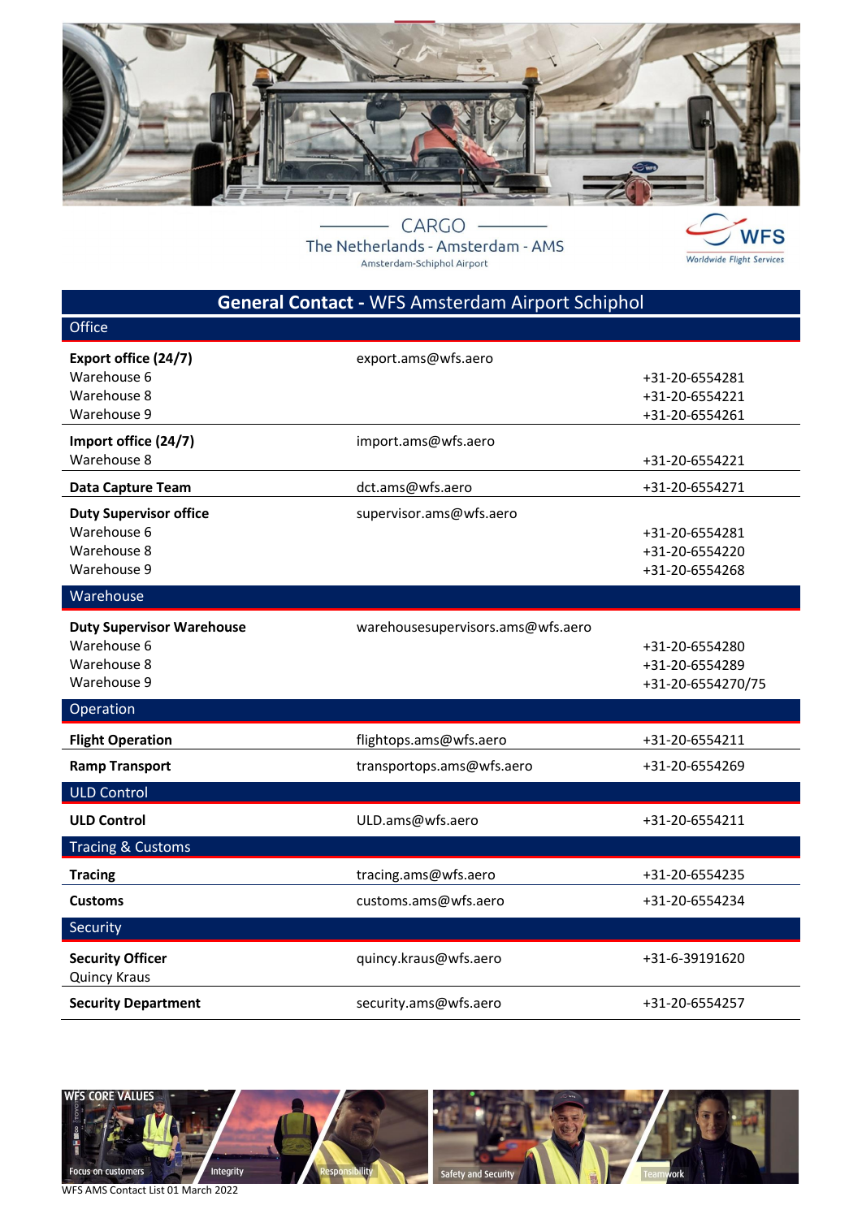CARGO

The Netherlands - Amsterdam - AMS

Amsterdam-Schiphol Airport

WFS Worldwide Flight Services

## General Contact - WFS Amsterdam Airport Schiphol

| | | |
|---|---|---|
| **Office** | | |
| **Export office (24/7)** | export.ams@wfs.aero | |
| Warehouse 6 | | +31-20-6554281 |
| Warehouse 8 | | +31-20-6554221 |
| Warehouse 9 | | +31-20-6554261 |
| **Import office (24/7)** | import.ams@wfs.aero | |
| Warehouse 8 | | +31-20-6554221 |
| **Data Capture Team** | dct.ams@wfs.aero | +31-20-6554271 |
| **Duty Supervisor office** | supervisor.ams@wfs.aero | |
| Warehouse 6 | | +31-20-6554281 |
| Warehouse 8 | | +31-20-6554220 |
| Warehouse 9 | | +31-20-6554268 |
| **Warehouse** | | |
| **Duty Supervisor Warehouse** | warehousesupervisors.ams@wfs.aero | |
| Warehouse 6 | | +31-20-6554280 |
| Warehouse 8 | | +31-20-6554289 |
| Warehouse 9 | | +31-20-6554270/75 |
| **Operation** | | |
| **Flight Operation** | flightops.ams@wfs.aero | +31-20-6554211 |
| **Ramp Transport** | transportops.ams@wfs.aero | +31-20-6554269 |
| **ULD Control** | | |
| **ULD Control** | ULD.ams@wfs.aero | +31-20-6554211 |
| **Tracing & Customs** | | |
| **Tracing** | tracing.ams@wfs.aero | +31-20-6554235 |
| **Customs** | customs.ams@wfs.aero | +31-20-6554234 |
| **Security** | | |
| **Security Officer** Quincy Kraus | quincy.kraus@wfs.aero | +31-6-39191620 |
| **Security Department** | security.ams@wfs.aero | +31-20-6554257 |

WFS CORE VALUES

Focus on customers | Integrity | Responsibility | Safety and Security | Teamwork

WFS AMS Contact List 01 March 2022